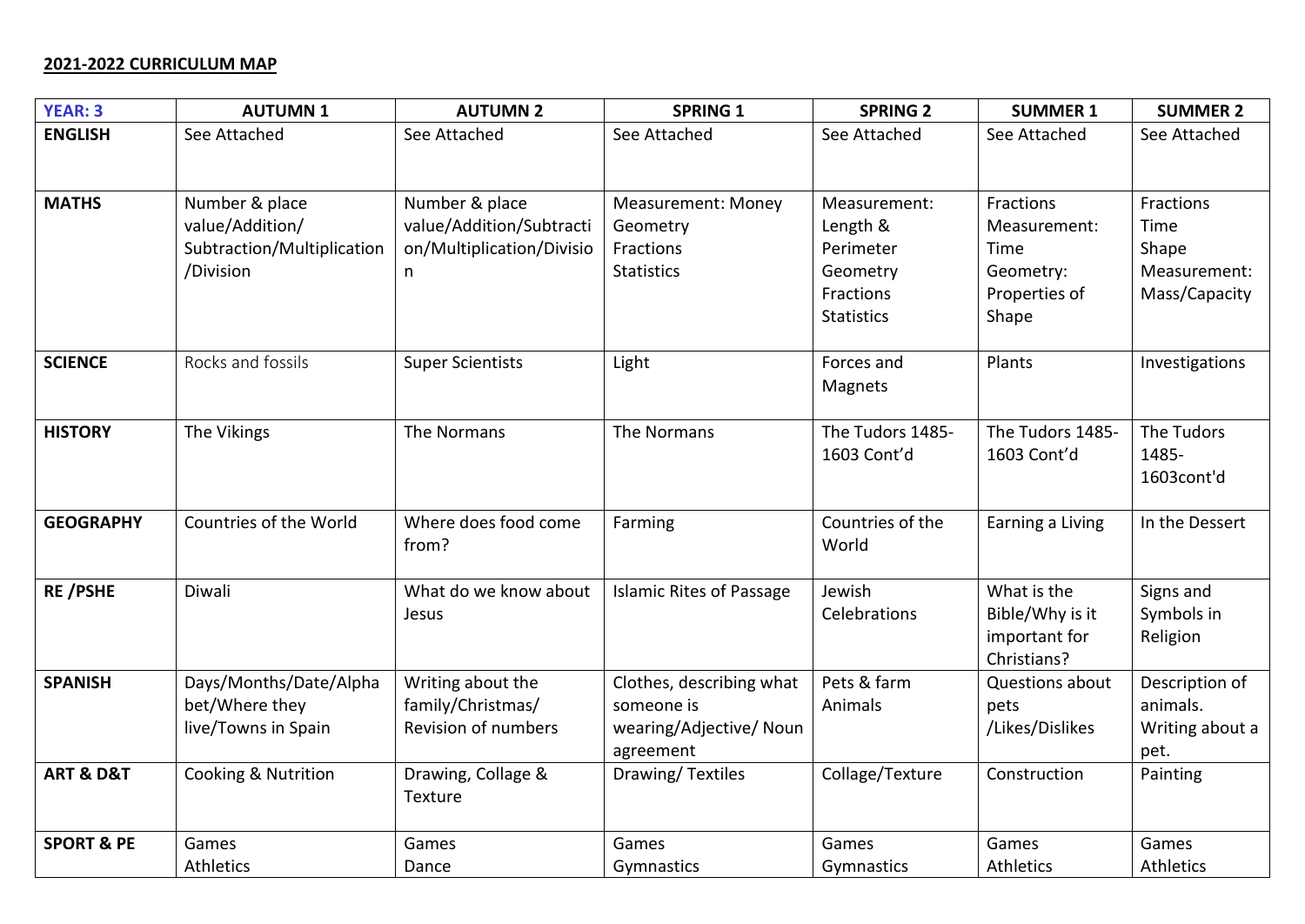**2021-2022 CURRICULUM MAP**

| YEAR: 3 | AUTUMN 1 | AUTUMN 2 | SPRING 1 | SPRING 2 | SUMMER 1 | SUMMER 2 |
|---|---|---|---|---|---|---|
| **ENGLISH** | See Attached | See Attached | See Attached | See Attached | See Attached | See Attached |
| **MATHS** | Number & place value/Addition/ Subtraction/Multiplication /Division | Number & place value/Addition/Subtraction/Multiplication/Division | Measurement: Money<br>Geometry<br>Fractions<br>Statistics | Measurement: Length & Perimeter<br>Geometry<br>Fractions<br>Statistics | Fractions<br>Measurement: Time<br>Geometry: Properties of Shape | Fractions<br>Time<br>Shape<br>Measurement: Mass/Capacity |
| **SCIENCE** | Rocks and fossils | Super Scientists | Light | Forces and Magnets | Plants | Investigations |
| **HISTORY** | The Vikings | The Normans | The Normans | The Tudors 1485-1603 Cont'd | The Tudors 1485-1603 Cont'd | The Tudors 1485-1603cont'd |
| **GEOGRAPHY** | Countries of the World | Where does food come from? | Farming | Countries of the World | Earning a Living | In the Dessert |
| **RE /PSHE** | Diwali | What do we know about Jesus | Islamic Rites of Passage | Jewish Celebrations | What is the Bible/Why is it important for Christians? | Signs and Symbols in Religion |
| **SPANISH** | Days/Months/Date/Alphabet/Where they live/Towns in Spain | Writing about the family/Christmas/ Revision of numbers | Clothes, describing what someone is wearing/Adjective/ Noun agreement | Pets & farm Animals | Questions about pets /Likes/Dislikes | Description of animals. Writing about a pet. |
| **ART & D&T** | Cooking & Nutrition | Drawing, Collage & Texture | Drawing/ Textiles | Collage/Texture | Construction | Painting |
| **SPORT & PE** | Games<br>Athletics | Games<br>Dance | Games<br>Gymnastics | Games<br>Gymnastics | Games<br>Athletics | Games<br>Athletics |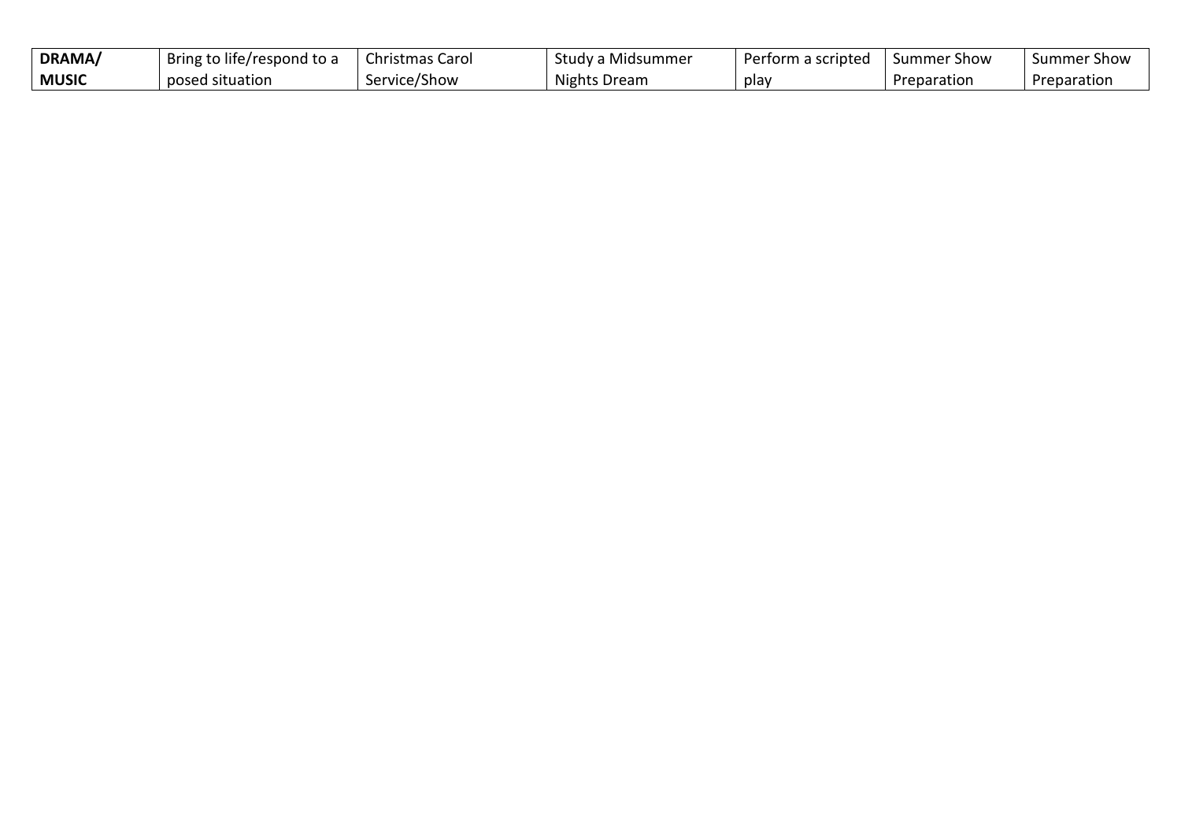| | | | | | | |
|---|---|---|---|---|---|---|
| **DRAMA/ MUSIC** | Bring to life/respond to a posed situation | Christmas Carol Service/Show | Study a Midsummer Nights Dream | Perform a scripted play | Summer Show Preparation | Summer Show Preparation |